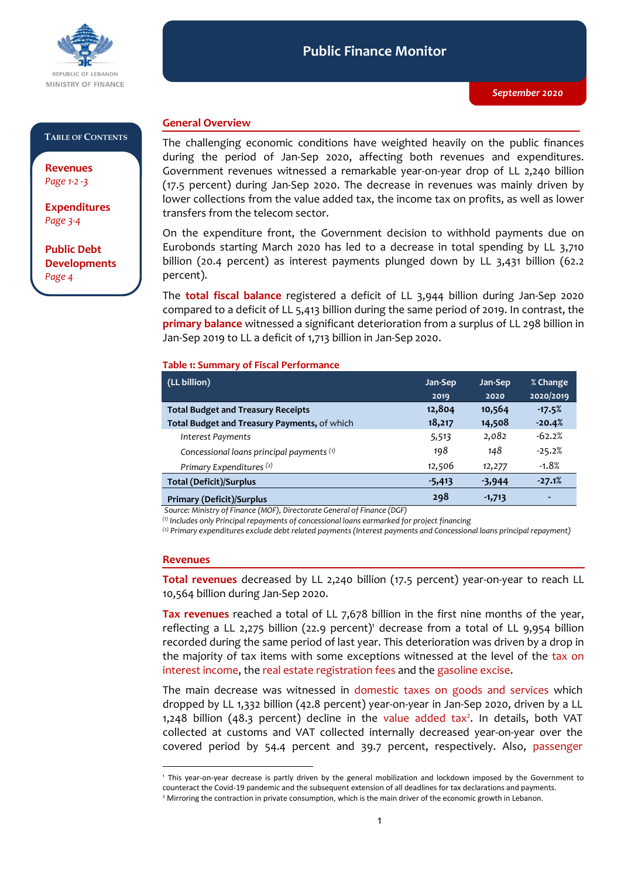REPUBLIC OF LEBANON
MINISTRY OF FINANCE

# Public Finance Monitor

*September 2020*

**Table of Contents**

**Revenues** *Page 1-2 -3*

**Expenditures** *Page 3-4*

**Public Debt Developments** *Page 4*

## General Overview

The challenging economic conditions have weighted heavily on the public finances during the period of Jan-Sep 2020, affecting both revenues and expenditures. Government revenues witnessed a remarkable year-on-year drop of LL 2,240 billion (17.5 percent) during Jan-Sep 2020. The decrease in revenues was mainly driven by lower collections from the value added tax, the income tax on profits, as well as lower transfers from the telecom sector.

On the expenditure front, the Government decision to withhold payments due on Eurobonds starting March 2020 has led to a decrease in total spending by LL 3,710 billion (20.4 percent) as interest payments plunged down by LL 3,431 billion (62.2 percent).

The **total fiscal balance** registered a deficit of LL 3,944 billion during Jan-Sep 2020 compared to a deficit of LL 5,413 billion during the same period of 2019. In contrast, the **primary balance** witnessed a significant deterioration from a surplus of LL 298 billion in Jan-Sep 2019 to LL a deficit of 1,713 billion in Jan-Sep 2020.

**Table 1: Summary of Fiscal Performance**

| (LL billion) | Jan-Sep 2019 | Jan-Sep 2020 | % Change 2020/2019 |
|---|---|---|---|
| **Total Budget and Treasury Receipts** | **12,804** | **10,564** | **-17.5%** |
| **Total Budget and Treasury Payments,** of which | **18,217** | **14,508** | **-20.4%** |
| *Interest Payments* | 5,513 | 2,082 | -62.2% |
| *Concessional loans principal payments* (1) | 198 | 148 | -25.2% |
| *Primary Expenditures* (2) | 12,506 | 12,277 | -1.8% |
| **Total (Deficit)/Surplus** | **-5,413** | **-3,944** | **-27.1%** |
| **Primary (Deficit)/Surplus** | **298** | **-1,713** | **-** |

*Source: Ministry of Finance (MOF), Directorate General of Finance (DGF)*

*(1) Includes only Principal repayments of concessional loans earmarked for project financing*

*(2) Primary expenditures exclude debt related payments (Interest payments and Concessional loans principal repayment)*

## Revenues

**Total revenues** decreased by LL 2,240 billion (17.5 percent) year-on-year to reach LL 10,564 billion during Jan-Sep 2020.

**Tax revenues** reached a total of LL 7,678 billion in the first nine months of the year, reflecting a LL 2,275 billion (22.9 percent)[1] decrease from a total of LL 9,954 billion recorded during the same period of last year. This deterioration was driven by a drop in the majority of tax items with some exceptions witnessed at the level of the tax on interest income, the real estate registration fees and the gasoline excise.

The main decrease was witnessed in domestic taxes on goods and services which dropped by LL 1,332 billion (42.8 percent) year-on-year in Jan-Sep 2020, driven by a LL 1,248 billion (48.3 percent) decline in the value added tax[2]. In details, both VAT collected at customs and VAT collected internally decreased year-on-year over the covered period by 54.4 percent and 39.7 percent, respectively. Also, passenger

[1] This year-on-year decrease is partly driven by the general mobilization and lockdown imposed by the Government to counteract the Covid-19 pandemic and the subsequent extension of all deadlines for tax declarations and payments.

[2] Mirroring the contraction in private consumption, which is the main driver of the economic growth in Lebanon.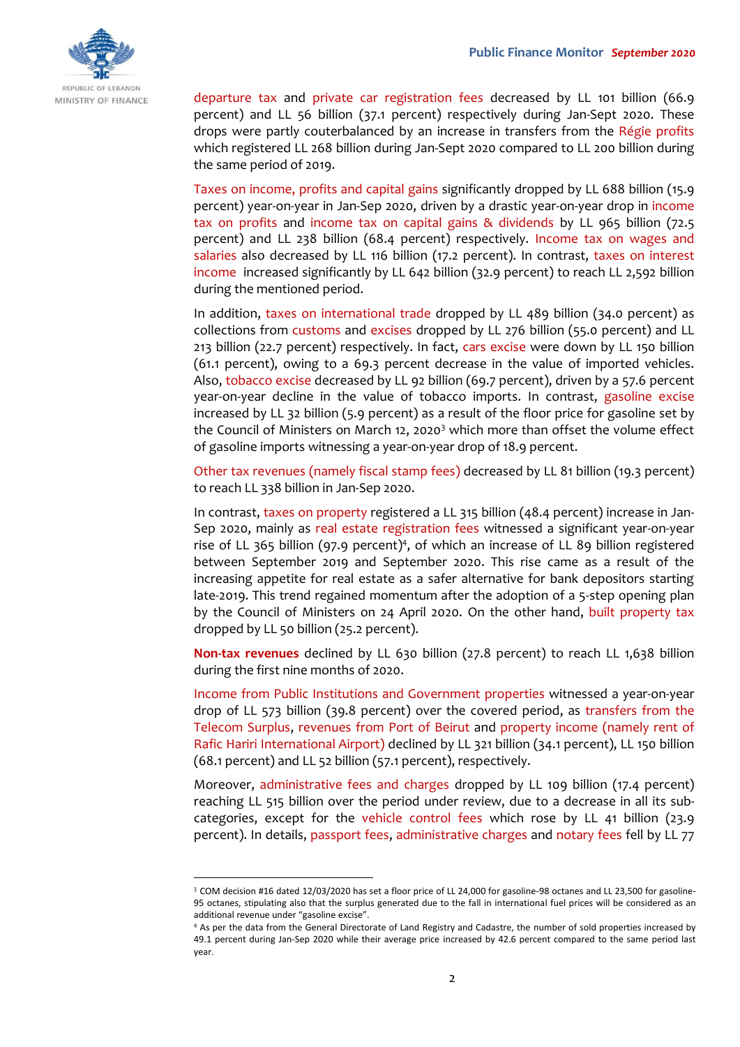departure tax and private car registration fees decreased by LL 101 billion (66.9 percent) and LL 56 billion (37.1 percent) respectively during Jan-Sept 2020. These drops were partly couterbalanced by an increase in transfers from the Régie profits which registered LL 268 billion during Jan-Sept 2020 compared to LL 200 billion during the same period of 2019.

Taxes on income, profits and capital gains significantly dropped by LL 688 billion (15.9 percent) year-on-year in Jan-Sep 2020, driven by a drastic year-on-year drop in income tax on profits and income tax on capital gains & dividends by LL 965 billion (72.5 percent) and LL 238 billion (68.4 percent) respectively. Income tax on wages and salaries also decreased by LL 116 billion (17.2 percent). In contrast, taxes on interest income increased significantly by LL 642 billion (32.9 percent) to reach LL 2,592 billion during the mentioned period.

In addition, taxes on international trade dropped by LL 489 billion (34.0 percent) as collections from customs and excises dropped by LL 276 billion (55.0 percent) and LL 213 billion (22.7 percent) respectively. In fact, cars excise were down by LL 150 billion (61.1 percent), owing to a 69.3 percent decrease in the value of imported vehicles. Also, tobacco excise decreased by LL 92 billion (69.7 percent), driven by a 57.6 percent year-on-year decline in the value of tobacco imports. In contrast, gasoline excise increased by LL 32 billion (5.9 percent) as a result of the floor price for gasoline set by the Council of Ministers on March 12, 2020[3] which more than offset the volume effect of gasoline imports witnessing a year-on-year drop of 18.9 percent.

Other tax revenues (namely fiscal stamp fees) decreased by LL 81 billion (19.3 percent) to reach LL 338 billion in Jan-Sep 2020.

In contrast, taxes on property registered a LL 315 billion (48.4 percent) increase in Jan-Sep 2020, mainly as real estate registration fees witnessed a significant year-on-year rise of LL 365 billion (97.9 percent)[4], of which an increase of LL 89 billion registered between September 2019 and September 2020. This rise came as a result of the increasing appetite for real estate as a safer alternative for bank depositors starting late-2019. This trend regained momentum after the adoption of a 5-step opening plan by the Council of Ministers on 24 April 2020. On the other hand, built property tax dropped by LL 50 billion (25.2 percent).

**Non-tax revenues** declined by LL 630 billion (27.8 percent) to reach LL 1,638 billion during the first nine months of 2020.

Income from Public Institutions and Government properties witnessed a year-on-year drop of LL 573 billion (39.8 percent) over the covered period, as transfers from the Telecom Surplus, revenues from Port of Beirut and property income (namely rent of Rafic Hariri International Airport) declined by LL 321 billion (34.1 percent), LL 150 billion (68.1 percent) and LL 52 billion (57.1 percent), respectively.

Moreover, administrative fees and charges dropped by LL 109 billion (17.4 percent) reaching LL 515 billion over the period under review, due to a decrease in all its sub-categories, except for the vehicle control fees which rose by LL 41 billion (23.9 percent). In details, passport fees, administrative charges and notary fees fell by LL 77

---

[3] COM decision #16 dated 12/03/2020 has set a floor price of LL 24,000 for gasoline-98 octanes and LL 23,500 for gasoline-95 octanes, stipulating also that the surplus generated due to the fall in international fuel prices will be considered as an additional revenue under "gasoline excise".

[4] As per the data from the General Directorate of Land Registry and Cadastre, the number of sold properties increased by 49.1 percent during Jan-Sep 2020 while their average price increased by 42.6 percent compared to the same period last year.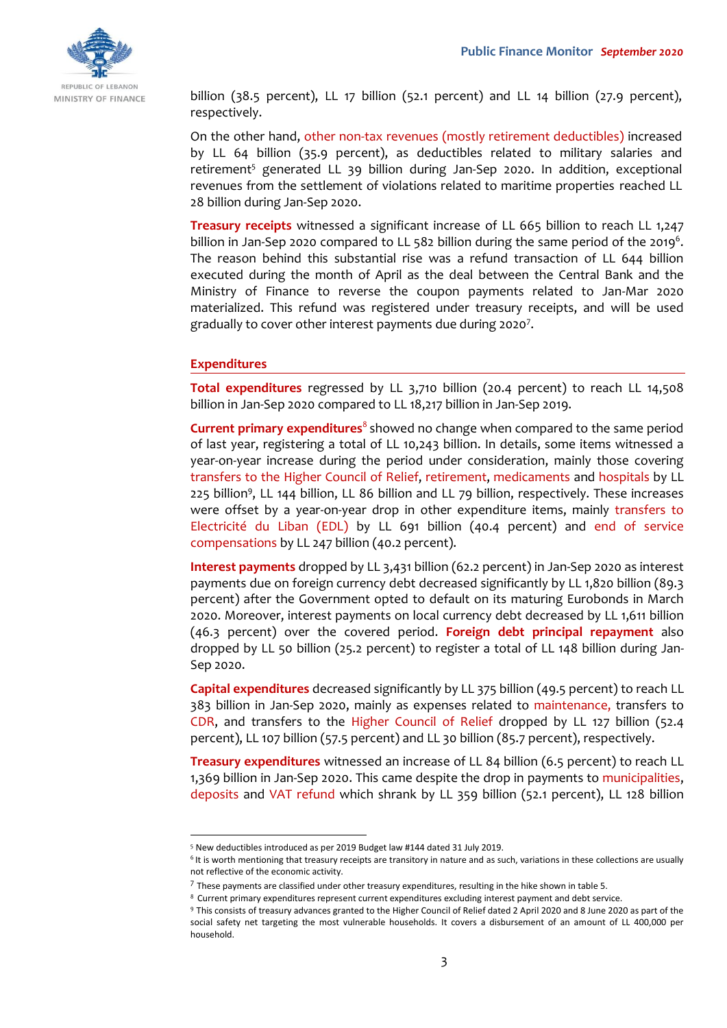billion (38.5 percent), LL 17 billion (52.1 percent) and LL 14 billion (27.9 percent), respectively.

On the other hand, other non-tax revenues (mostly retirement deductibles) increased by LL 64 billion (35.9 percent), as deductibles related to military salaries and retirement[5] generated LL 39 billion during Jan-Sep 2020. In addition, exceptional revenues from the settlement of violations related to maritime properties reached LL 28 billion during Jan-Sep 2020.

**Treasury receipts** witnessed a significant increase of LL 665 billion to reach LL 1,247 billion in Jan-Sep 2020 compared to LL 582 billion during the same period of the 2019[6]. The reason behind this substantial rise was a refund transaction of LL 644 billion executed during the month of April as the deal between the Central Bank and the Ministry of Finance to reverse the coupon payments related to Jan-Mar 2020 materialized. This refund was registered under treasury receipts, and will be used gradually to cover other interest payments due during 2020[7].

## Expenditures

**Total expenditures** regressed by LL 3,710 billion (20.4 percent) to reach LL 14,508 billion in Jan-Sep 2020 compared to LL 18,217 billion in Jan-Sep 2019.

**Current primary expenditures**[8] showed no change when compared to the same period of last year, registering a total of LL 10,243 billion. In details, some items witnessed a year-on-year increase during the period under consideration, mainly those covering transfers to the Higher Council of Relief, retirement, medicaments and hospitals by LL 225 billion[9], LL 144 billion, LL 86 billion and LL 79 billion, respectively. These increases were offset by a year-on-year drop in other expenditure items, mainly transfers to Electricité du Liban (EDL) by LL 691 billion (40.4 percent) and end of service compensations by LL 247 billion (40.2 percent).

**Interest payments** dropped by LL 3,431 billion (62.2 percent) in Jan-Sep 2020 as interest payments due on foreign currency debt decreased significantly by LL 1,820 billion (89.3 percent) after the Government opted to default on its maturing Eurobonds in March 2020. Moreover, interest payments on local currency debt decreased by LL 1,611 billion (46.3 percent) over the covered period. **Foreign debt principal repayment** also dropped by LL 50 billion (25.2 percent) to register a total of LL 148 billion during Jan-Sep 2020.

**Capital expenditures** decreased significantly by LL 375 billion (49.5 percent) to reach LL 383 billion in Jan-Sep 2020, mainly as expenses related to maintenance, transfers to CDR, and transfers to the Higher Council of Relief dropped by LL 127 billion (52.4 percent), LL 107 billion (57.5 percent) and LL 30 billion (85.7 percent), respectively.

**Treasury expenditures** witnessed an increase of LL 84 billion (6.5 percent) to reach LL 1,369 billion in Jan-Sep 2020. This came despite the drop in payments to municipalities, deposits and VAT refund which shrank by LL 359 billion (52.1 percent), LL 128 billion

---

[5] New deductibles introduced as per 2019 Budget law #144 dated 31 July 2019.

[6] It is worth mentioning that treasury receipts are transitory in nature and as such, variations in these collections are usually not reflective of the economic activity.

[7] These payments are classified under other treasury expenditures, resulting in the hike shown in table 5.

[8] Current primary expenditures represent current expenditures excluding interest payment and debt service.

[9] This consists of treasury advances granted to the Higher Council of Relief dated 2 April 2020 and 8 June 2020 as part of the social safety net targeting the most vulnerable households. It covers a disbursement of an amount of LL 400,000 per household.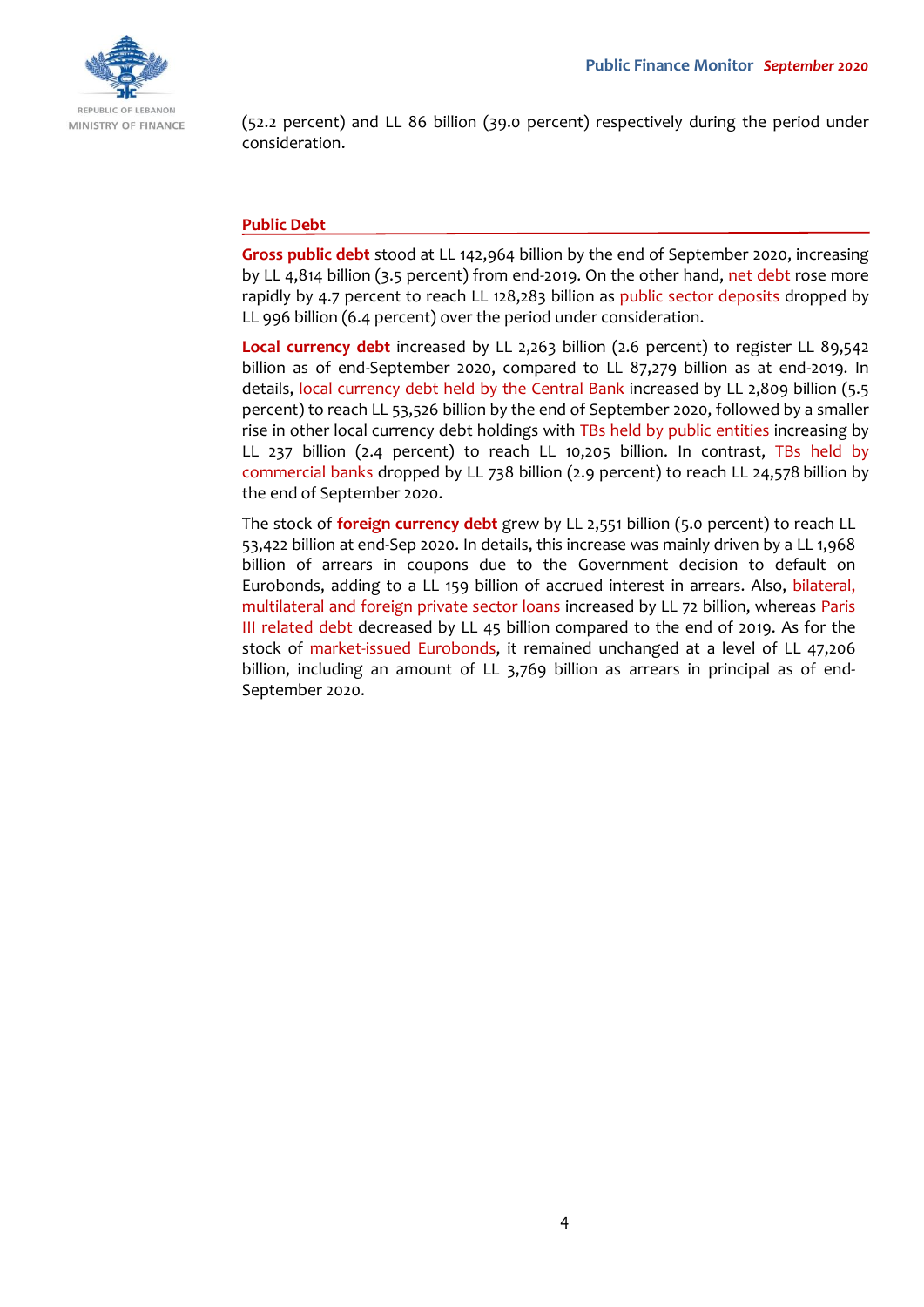(52.2 percent) and LL 86 billion (39.0 percent) respectively during the period under consideration.

## Public Debt

**Gross public debt** stood at LL 142,964 billion by the end of September 2020, increasing by LL 4,814 billion (3.5 percent) from end-2019. On the other hand, net debt rose more rapidly by 4.7 percent to reach LL 128,283 billion as public sector deposits dropped by LL 996 billion (6.4 percent) over the period under consideration.

**Local currency debt** increased by LL 2,263 billion (2.6 percent) to register LL 89,542 billion as of end-September 2020, compared to LL 87,279 billion as at end-2019. In details, local currency debt held by the Central Bank increased by LL 2,809 billion (5.5 percent) to reach LL 53,526 billion by the end of September 2020, followed by a smaller rise in other local currency debt holdings with TBs held by public entities increasing by LL 237 billion (2.4 percent) to reach LL 10,205 billion. In contrast, TBs held by commercial banks dropped by LL 738 billion (2.9 percent) to reach LL 24,578 billion by the end of September 2020.

The stock of **foreign currency debt** grew by LL 2,551 billion (5.0 percent) to reach LL 53,422 billion at end-Sep 2020. In details, this increase was mainly driven by a LL 1,968 billion of arrears in coupons due to the Government decision to default on Eurobonds, adding to a LL 159 billion of accrued interest in arrears. Also, bilateral, multilateral and foreign private sector loans increased by LL 72 billion, whereas Paris III related debt decreased by LL 45 billion compared to the end of 2019. As for the stock of market-issued Eurobonds, it remained unchanged at a level of LL 47,206 billion, including an amount of LL 3,769 billion as arrears in principal as of end-September 2020.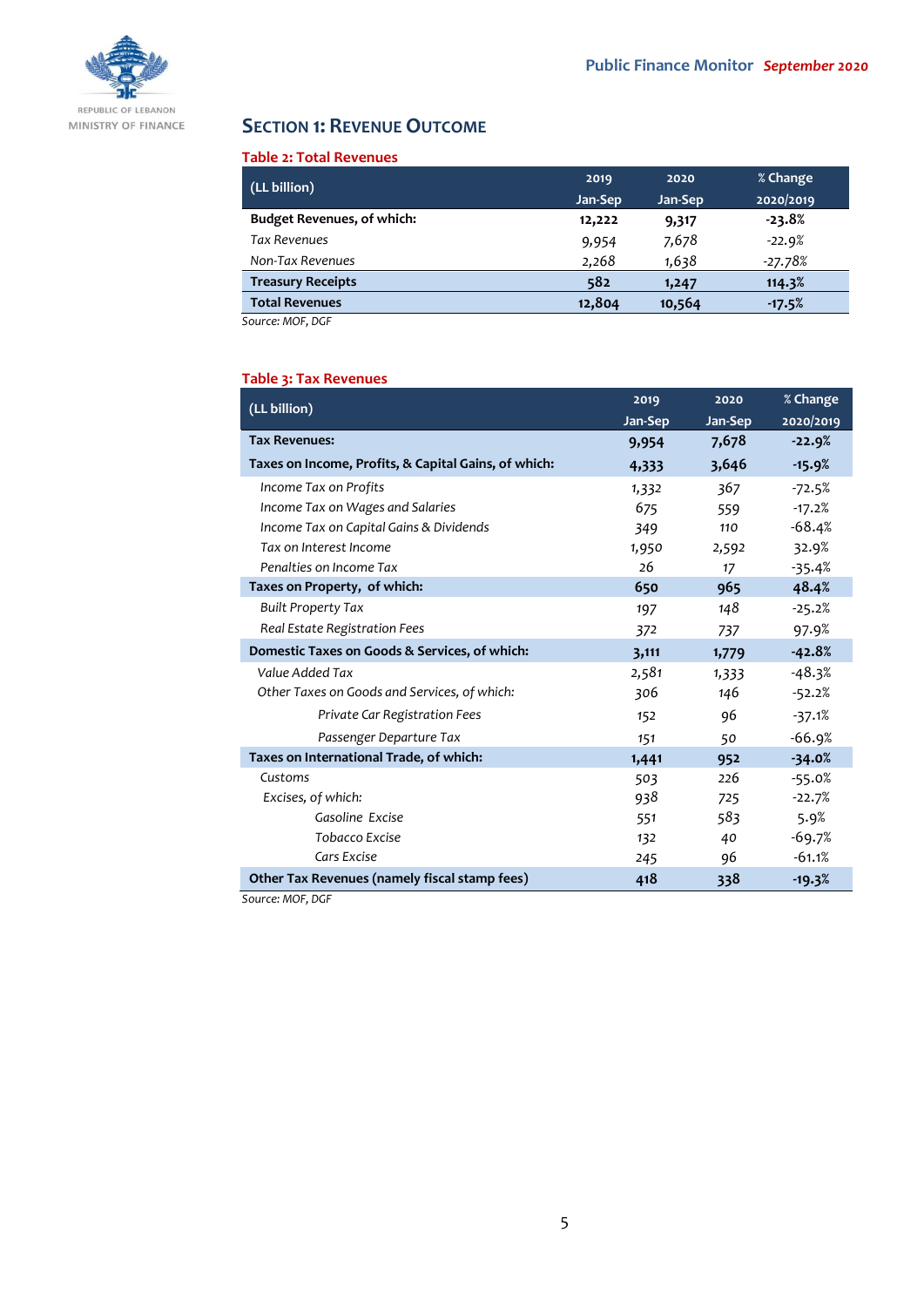## SECTION 1: REVENUE OUTCOME

**Table 2: Total Revenues**

| (LL billion) | 2019 Jan-Sep | 2020 Jan-Sep | % Change 2020/2019 |
|---|---|---|---|
| **Budget Revenues, of which:** | **12,222** | **9,317** | **-23.8%** |
| *Tax Revenues* | 9,954 | 7,678 | -22.9% |
| *Non-Tax Revenues* | 2,268 | 1,638 | -27.78% |
| **Treasury Receipts** | **582** | **1,247** | **114.3%** |
| **Total Revenues** | **12,804** | **10,564** | **-17.5%** |

*Source: MOF, DGF*

**Table 3: Tax Revenues**

| (LL billion) | 2019 Jan-Sep | 2020 Jan-Sep | % Change 2020/2019 |
|---|---|---|---|
| **Tax Revenues:** | **9,954** | **7,678** | **-22.9%** |
| **Taxes on Income, Profits, & Capital Gains, of which:** | **4,333** | **3,646** | **-15.9%** |
| *Income Tax on Profits* | 1,332 | 367 | -72.5% |
| *Income Tax on Wages and Salaries* | 675 | 559 | -17.2% |
| *Income Tax on Capital Gains & Dividends* | 349 | 110 | -68.4% |
| *Tax on Interest Income* | 1,950 | 2,592 | 32.9% |
| *Penalties on Income Tax* | 26 | 17 | -35.4% |
| **Taxes on Property, of which:** | **650** | **965** | **48.4%** |
| *Built Property Tax* | 197 | 148 | -25.2% |
| *Real Estate Registration Fees* | 372 | 737 | 97.9% |
| **Domestic Taxes on Goods & Services, of which:** | **3,111** | **1,779** | **-42.8%** |
| *Value Added Tax* | 2,581 | 1,333 | -48.3% |
| *Other Taxes on Goods and Services, of which:* | 306 | 146 | -52.2% |
| *Private Car Registration Fees* | 152 | 96 | -37.1% |
| *Passenger Departure Tax* | 151 | 50 | -66.9% |
| **Taxes on International Trade, of which:** | **1,441** | **952** | **-34.0%** |
| *Customs* | 503 | 226 | -55.0% |
| *Excises, of which:* | 938 | 725 | -22.7% |
| *Gasoline Excise* | 551 | 583 | 5.9% |
| *Tobacco Excise* | 132 | 40 | -69.7% |
| *Cars Excise* | 245 | 96 | -61.1% |
| **Other Tax Revenues (namely fiscal stamp fees)** | **418** | **338** | **-19.3%** |

*Source: MOF, DGF*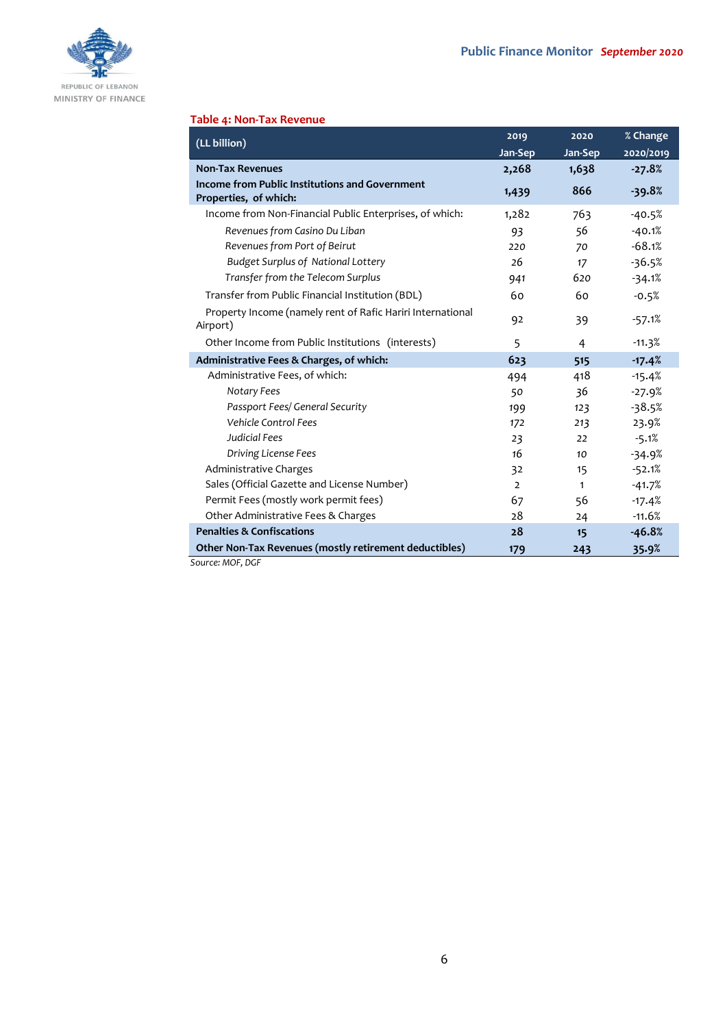**Table 4: Non-Tax Revenue**

| (LL billion) | 2019 Jan-Sep | 2020 Jan-Sep | % Change 2020/2019 |
|---|---|---|---|
| **Non-Tax Revenues** | **2,268** | **1,638** | **-27.8%** |
| **Income from Public Institutions and Government Properties, of which:** | **1,439** | **866** | **-39.8%** |
| Income from Non-Financial Public Enterprises, of which: | 1,282 | 763 | -40.5% |
| *Revenues from Casino Du Liban* | 93 | 56 | -40.1% |
| *Revenues from Port of Beirut* | 220 | 70 | -68.1% |
| *Budget Surplus of National Lottery* | 26 | 17 | -36.5% |
| *Transfer from the Telecom Surplus* | 941 | 620 | -34.1% |
| Transfer from Public Financial Institution (BDL) | 60 | 60 | -0.5% |
| Property Income (namely rent of Rafic Hariri International Airport) | 92 | 39 | -57.1% |
| Other Income from Public Institutions (interests) | 5 | 4 | -11.3% |
| **Administrative Fees & Charges, of which:** | **623** | **515** | **-17.4%** |
| Administrative Fees, of which: | 494 | 418 | -15.4% |
| *Notary Fees* | 50 | 36 | -27.9% |
| *Passport Fees/ General Security* | 199 | 123 | -38.5% |
| *Vehicle Control Fees* | 172 | 213 | 23.9% |
| *Judicial Fees* | 23 | 22 | -5.1% |
| *Driving License Fees* | 16 | 10 | -34.9% |
| Administrative Charges | 32 | 15 | -52.1% |
| Sales (Official Gazette and License Number) | 2 | 1 | -41.7% |
| Permit Fees (mostly work permit fees) | 67 | 56 | -17.4% |
| Other Administrative Fees & Charges | 28 | 24 | -11.6% |
| **Penalties & Confiscations** | **28** | **15** | **-46.8%** |
| **Other Non-Tax Revenues (mostly retirement deductibles)** | **179** | **243** | **35.9%** |

*Source: MOF, DGF*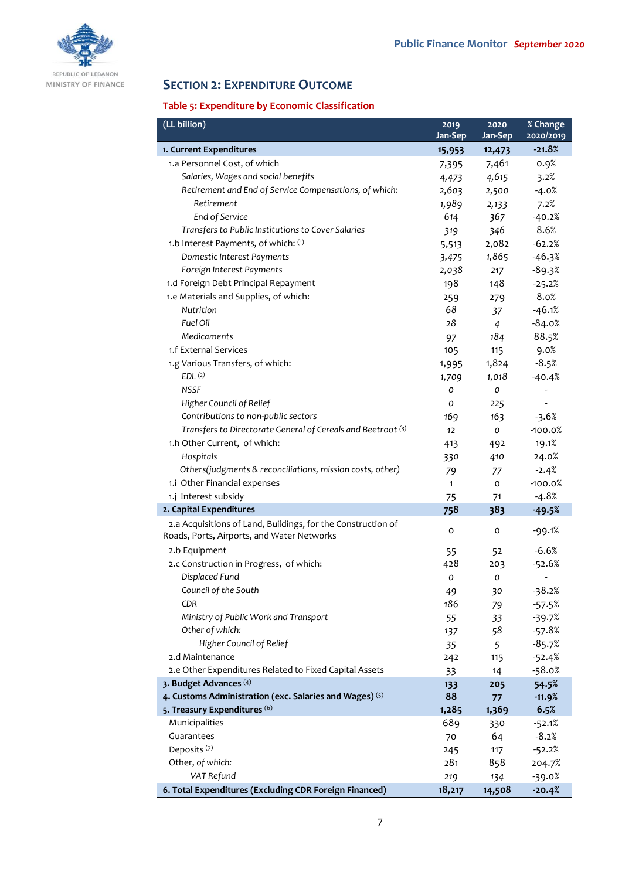## SECTION 2: EXPENDITURE OUTCOME

### Table 5: Expenditure by Economic Classification

| (LL billion) | 2019 Jan-Sep | 2020 Jan-Sep | % Change 2020/2019 |
|---|---|---|---|
| **1. Current Expenditures** | **15,953** | **12,473** | **-21.8%** |
| 1.a Personnel Cost, of which | 7,395 | 7,461 | 0.9% |
| *Salaries, Wages and social benefits* | 4,473 | 4,615 | 3.2% |
| *Retirement and End of Service Compensations, of which:* | 2,603 | 2,500 | -4.0% |
| *Retirement* | 1,989 | 2,133 | 7.2% |
| *End of Service* | 614 | 367 | -40.2% |
| *Transfers to Public Institutions to Cover Salaries* | 319 | 346 | 8.6% |
| 1.b Interest Payments, of which: (1) | 5,513 | 2,082 | -62.2% |
| *Domestic Interest Payments* | 3,475 | 1,865 | -46.3% |
| *Foreign Interest Payments* | 2,038 | 217 | -89.3% |
| 1.d Foreign Debt Principal Repayment | 198 | 148 | -25.2% |
| 1.e Materials and Supplies, of which: | 259 | 279 | 8.0% |
| *Nutrition* | 68 | 37 | -46.1% |
| *Fuel Oil* | 28 | 4 | -84.0% |
| *Medicaments* | 97 | 184 | 88.5% |
| 1.f External Services | 105 | 115 | 9.0% |
| 1.g Various Transfers, of which: | 1,995 | 1,824 | -8.5% |
| *EDL* (2) | 1,709 | 1,018 | -40.4% |
| *NSSF* | 0 | 0 | - |
| *Higher Council of Relief* | 0 | 225 | - |
| *Contributions to non-public sectors* | 169 | 163 | -3.6% |
| *Transfers to Directorate General of Cereals and Beetroot* (3) | 12 | 0 | -100.0% |
| 1.h Other Current, of which: | 413 | 492 | 19.1% |
| *Hospitals* | 330 | 410 | 24.0% |
| *Others(judgments & reconciliations, mission costs, other)* | 79 | 77 | -2.4% |
| 1.i Other Financial expenses | 1 | 0 | -100.0% |
| 1.j Interest subsidy | 75 | 71 | -4.8% |
| **2. Capital Expenditures** | **758** | **383** | **-49.5%** |
| 2.a Acquisitions of Land, Buildings, for the Construction of Roads, Ports, Airports, and Water Networks | 0 | 0 | -99.1% |
| 2.b Equipment | 55 | 52 | -6.6% |
| 2.c Construction in Progress, of which: | 428 | 203 | -52.6% |
| *Displaced Fund* | 0 | 0 | - |
| *Council of the South* | 49 | 30 | -38.2% |
| *CDR* | 186 | 79 | -57.5% |
| *Ministry of Public Work and Transport* | 55 | 33 | -39.7% |
| *Other of which:* | 137 | 58 | -57.8% |
| *Higher Council of Relief* | 35 | 5 | -85.7% |
| 2.d Maintenance | 242 | 115 | -52.4% |
| 2.e Other Expenditures Related to Fixed Capital Assets | 33 | 14 | -58.0% |
| **3. Budget Advances** (4) | **133** | **205** | **54.5%** |
| **4. Customs Administration (exc. Salaries and Wages)** (5) | **88** | **77** | **-11.9%** |
| **5. Treasury Expenditures** (6) | **1,285** | **1,369** | **6.5%** |
| Municipalities | 689 | 330 | -52.1% |
| Guarantees | 70 | 64 | -8.2% |
| Deposits (7) | 245 | 117 | -52.2% |
| Other, *of which:* | 281 | 858 | 204.7% |
| *VAT Refund* | 219 | 134 | -39.0% |
| **6. Total Expenditures (Excluding CDR Foreign Financed)** | **18,217** | **14,508** | **-20.4%** |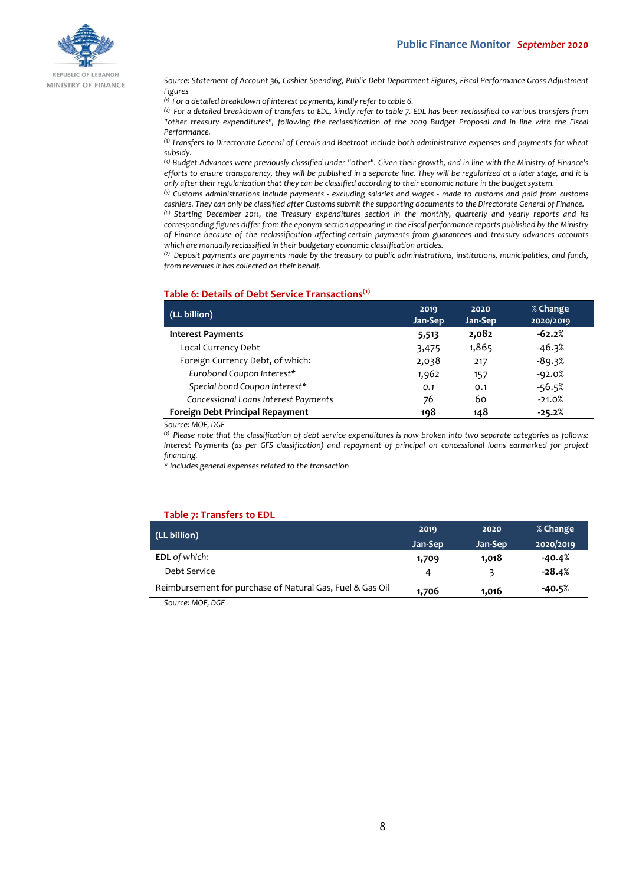Source: Statement of Account 36, Cashier Spending, Public Debt Department Figures, Fiscal Performance Gross Adjustment Figures

*[1] For a detailed breakdown of interest payments, kindly refer to table 6.*

*[2] For a detailed breakdown of transfers to EDL, kindly refer to table 7. EDL has been reclassified to various transfers from "other treasury expenditures", following the reclassification of the 2009 Budget Proposal and in line with the Fiscal Performance.*

*[3] Transfers to Directorate General of Cereals and Beetroot include both administrative expenses and payments for wheat subsidy.*

*[4] Budget Advances were previously classified under "other". Given their growth, and in line with the Ministry of Finance's efforts to ensure transparency, they will be published in a separate line. They will be regularized at a later stage, and it is only after their regularization that they can be classified according to their economic nature in the budget system.*

*[5] Customs administrations include payments - excluding salaries and wages - made to customs and paid from customs cashiers. They can only be classified after Customs submit the supporting documents to the Directorate General of Finance.*

*[6] Starting December 2011, the Treasury expenditures section in the monthly, quarterly and yearly reports and its corresponding figures differ from the eponym section appearing in the Fiscal performance reports published by the Ministry of Finance because of the reclassification affecting certain payments from guarantees and treasury advances accounts which are manually reclassified in their budgetary economic classification articles.*

*[7] Deposit payments are payments made by the treasury to public administrations, institutions, municipalities, and funds, from revenues it has collected on their behalf.*

## Table 6: Details of Debt Service Transactions[1]

| (LL billion) | 2019 Jan-Sep | 2020 Jan-Sep | % Change 2020/2019 |
|---|---|---|---|
| **Interest Payments** | **5,513** | **2,082** | **-62.2%** |
| Local Currency Debt | 3,475 | 1,865 | -46.3% |
| Foreign Currency Debt, of which: | 2,038 | 217 | -89.3% |
| *Eurobond Coupon Interest** | *1,962* | 157 | -92.0% |
| *Special bond Coupon Interest** | *0.1* | 0.1 | -56.5% |
| *Concessional Loans Interest Payments* | 76 | 60 | -21.0% |
| **Foreign Debt Principal Repayment** | **198** | **148** | **-25.2%** |

*Source: MOF, DGF*

*[1] Please note that the classification of debt service expenditures is now broken into two separate categories as follows: Interest Payments (as per GFS classification) and repayment of principal on concessional loans earmarked for project financing.*

** Includes general expenses related to the transaction*

## Table 7: Transfers to EDL

| (LL billion) | 2019 Jan-Sep | 2020 Jan-Sep | % Change 2020/2019 |
|---|---|---|---|
| **EDL** *of which:* | **1,709** | **1,018** | **-40.4%** |
| Debt Service | 4 | 3 | **-28.4%** |
| Reimbursement for purchase of Natural Gas, Fuel & Gas Oil | **1,706** | **1,016** | **-40.5%** |

*Source: MOF, DGF*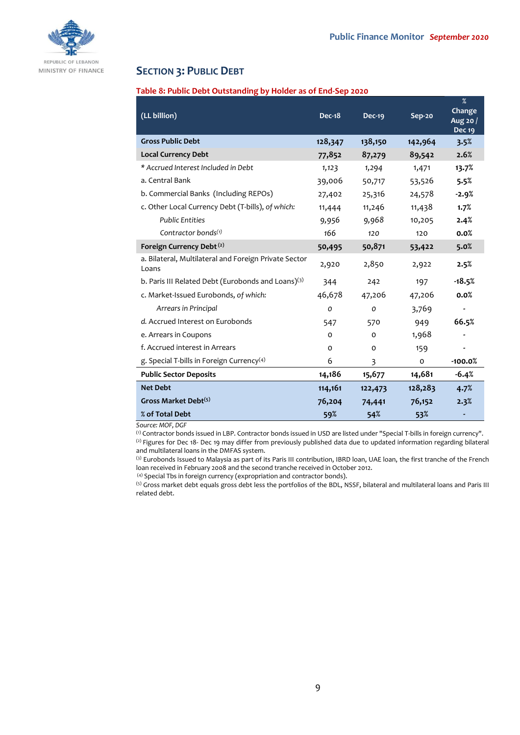## SECTION 3: PUBLIC DEBT

**Table 8: Public Debt Outstanding by Holder as of End-Sep 2020**

| (LL billion) | Dec-18 | Dec-19 | Sep-20 | % Change Aug 20 / Dec 19 |
|---|---|---|---|---|
| **Gross Public Debt** | **128,347** | **138,150** | **142,964** | **3.5%** |
| **Local Currency Debt** | **77,852** | **87,279** | **89,542** | **2.6%** |
| *\* Accrued Interest Included in Debt* | *1,123* | *1,294* | *1,471* | **13.7%** |
| a. Central Bank | 39,006 | 50,717 | 53,526 | **5.5%** |
| b. Commercial Banks (Including REPOs) | 27,402 | 25,316 | 24,578 | **-2.9%** |
| c. Other Local Currency Debt (T-bills), *of which:* | 11,444 | 11,246 | 11,438 | **1.7%** |
| *Public Entities* | 9,956 | 9,968 | 10,205 | **2.4%** |
| *Contractor bonds*[1] | 166 | 120 | 120 | **0.0%** |
| **Foreign Currency Debt** [2] | **50,495** | **50,871** | **53,422** | **5.0%** |
| a. Bilateral, Multilateral and Foreign Private Sector Loans | 2,920 | 2,850 | 2,922 | **2.5%** |
| b. Paris III Related Debt (Eurobonds and Loans)[3] | 344 | 242 | 197 | **-18.5%** |
| c. Market-Issued Eurobonds, *of which:* | 46,678 | 47,206 | 47,206 | **0.0%** |
| *Arrears in Principal* | *0* | *0* | 3,769 | **-** |
| d. Accrued Interest on Eurobonds | 547 | 570 | 949 | **66.5%** |
| e. Arrears in Coupons | 0 | 0 | 1,968 | **-** |
| f. Accrued interest in Arrears | 0 | 0 | 159 | **-** |
| g. Special T-bills in Foreign Currency[4] | 6 | 3 | 0 | **-100.0%** |
| **Public Sector Deposits** | **14,186** | **15,677** | **14,681** | **-6.4%** |
| **Net Debt** | **114,161** | **122,473** | **128,283** | **4.7%** |
| **Gross Market Debt**[5] | **76,204** | **74,441** | **76,152** | **2.3%** |
| **% of Total Debt** | **59%** | **54%** | **53%** | **-** |

*Source: MOF, DGF*

[1] Contractor bonds issued in LBP. Contractor bonds issued in USD are listed under "Special T-bills in foreign currency".
[2] Figures for Dec 18- Dec 19 may differ from previously published data due to updated information regarding bilateral and multilateral loans in the DMFAS system.
[3] Eurobonds Issued to Malaysia as part of its Paris III contribution, IBRD loan, UAE loan, the first tranche of the French loan received in February 2008 and the second tranche received in October 2012.
[4] Special Tbs in foreign currency (expropriation and contractor bonds).
[5] Gross market debt equals gross debt less the portfolios of the BDL, NSSF, bilateral and multilateral loans and Paris III related debt.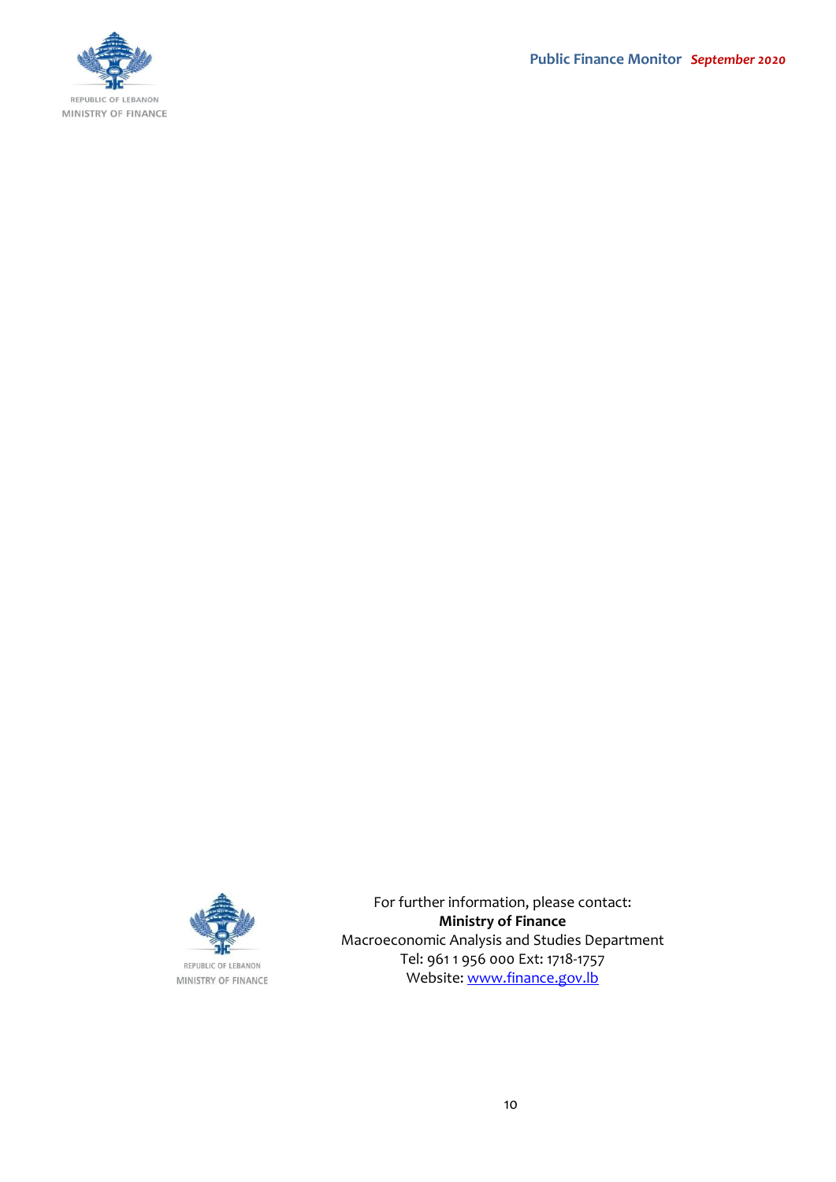REPUBLIC OF LEBANON
MINISTRY OF FINANCE

For further information, please contact:
**Ministry of Finance**
Macroeconomic Analysis and Studies Department
Tel: 961 1 956 000 Ext: 1718-1757
Website: [www.finance.gov.lb](http://www.finance.gov.lb)